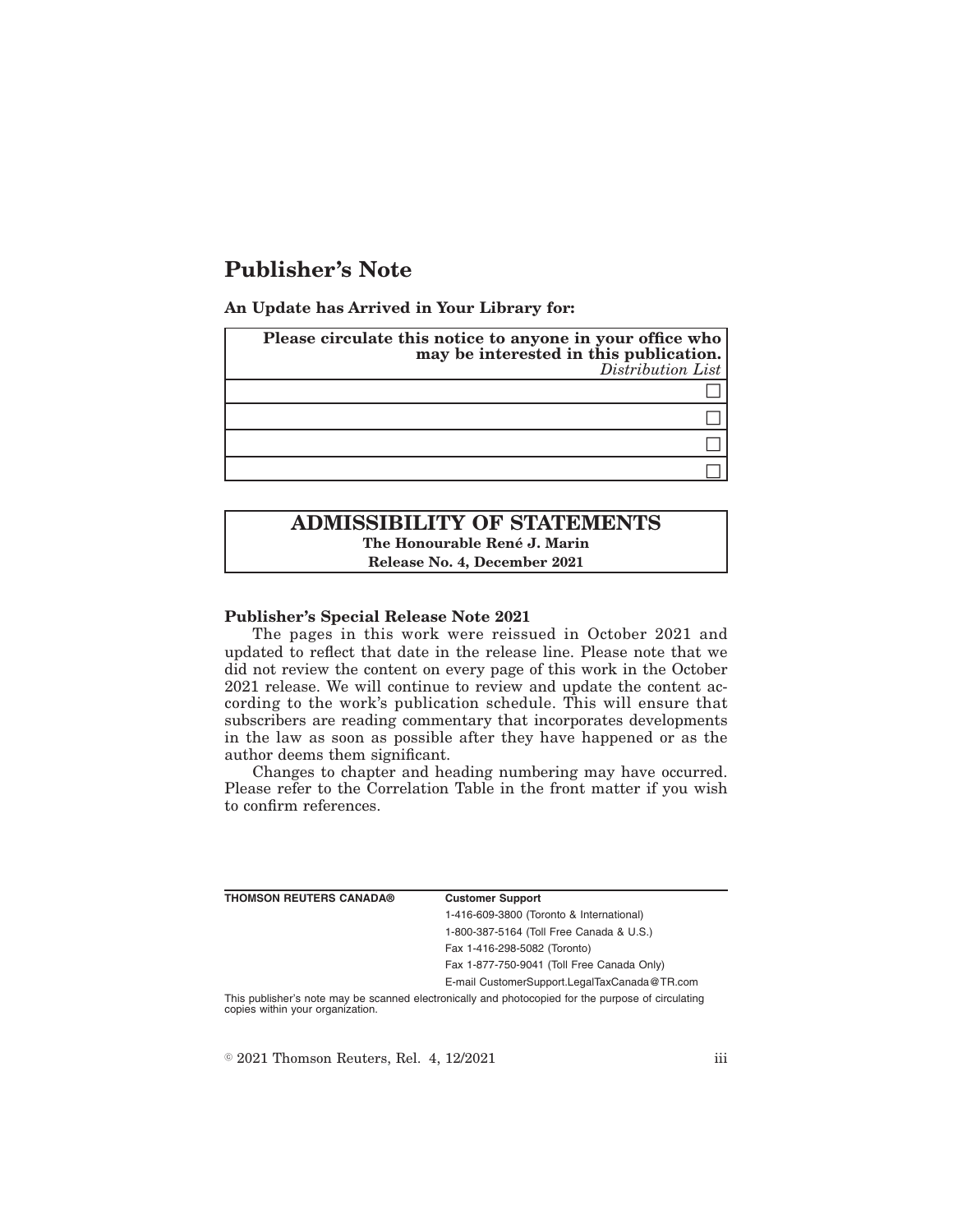# Publisher's Note

**An Update has Arrived in Your Library for:**

| **Please circulate this notice to anyone in your office who may be interested in this publication.** *Distribution List* |
|---|
| ☐ |
| ☐ |
| ☐ |
| ☐ |

## ADMISSIBILITY OF STATEMENTS

**The Honourable René J. Marin**

**Release No. 4, December 2021**

**Publisher's Special Release Note 2021**

The pages in this work were reissued in October 2021 and updated to reflect that date in the release line. Please note that we did not review the content on every page of this work in the October 2021 release. We will continue to review and update the content according to the work's publication schedule. This will ensure that subscribers are reading commentary that incorporates developments in the law as soon as possible after they have happened or as the author deems them significant.

Changes to chapter and heading numbering may have occurred. Please refer to the Correlation Table in the front matter if you wish to confirm references.

**THOMSON REUTERS CANADA®**

**Customer Support**

1-416-609-3800 (Toronto & International)

1-800-387-5164 (Toll Free Canada & U.S.)

Fax 1-416-298-5082 (Toronto)

Fax 1-877-750-9041 (Toll Free Canada Only)

E-mail CustomerSupport.LegalTaxCanada@TR.com

This publisher's note may be scanned electronically and photocopied for the purpose of circulating copies within your organization.

© 2021 Thomson Reuters, Rel. 4, 12/2021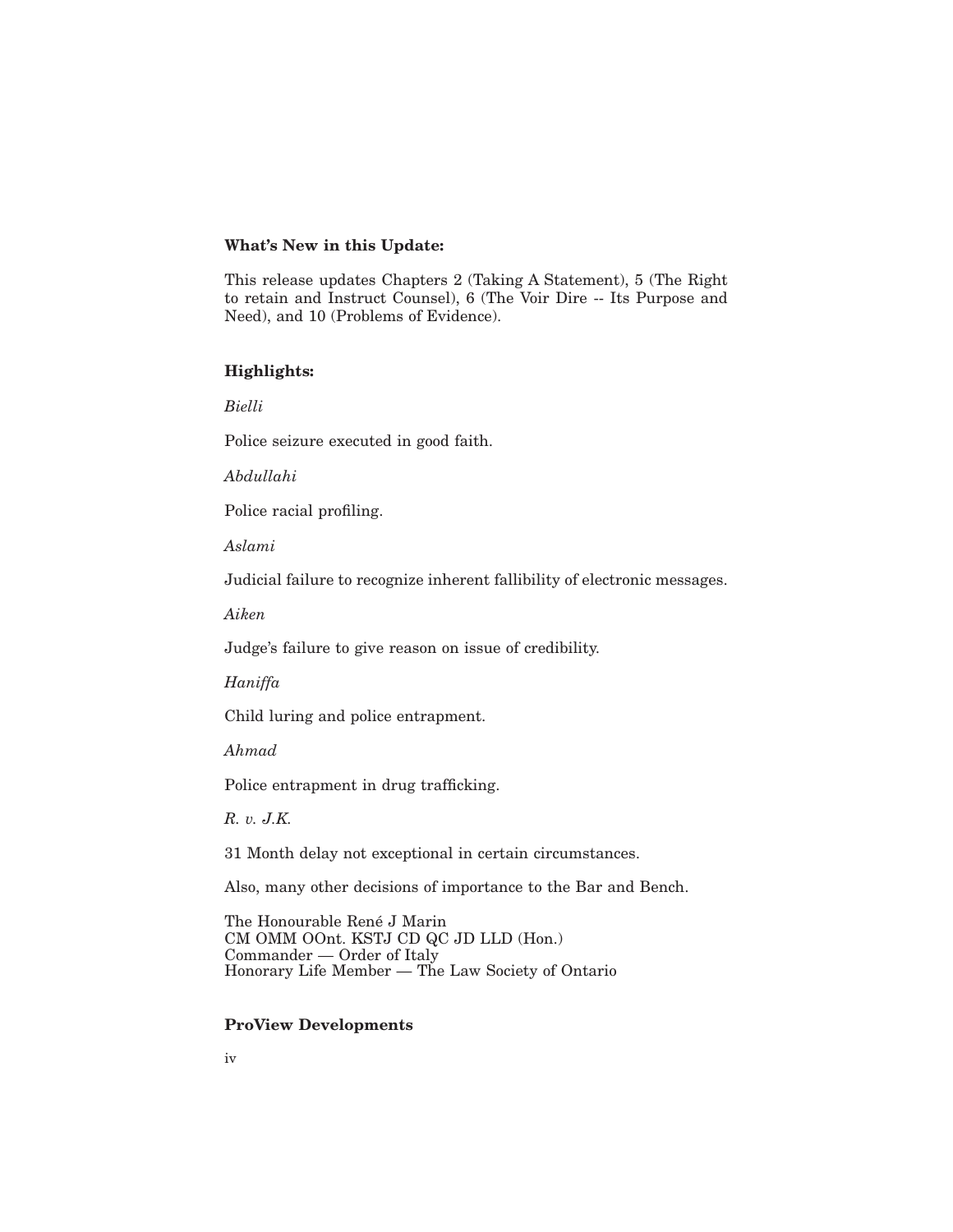**What's New in this Update:**

This release updates Chapters 2 (Taking A Statement), 5 (The Right to retain and Instruct Counsel), 6 (The Voir Dire -- Its Purpose and Need), and 10 (Problems of Evidence).

**Highlights:**

*Bielli*

Police seizure executed in good faith.

*Abdullahi*

Police racial profiling.

*Aslami*

Judicial failure to recognize inherent fallibility of electronic messages.

*Aiken*

Judge's failure to give reason on issue of credibility.

*Haniffa*

Child luring and police entrapment.

*Ahmad*

Police entrapment in drug trafficking.

*R. v. J.K.*

31 Month delay not exceptional in certain circumstances.

Also, many other decisions of importance to the Bar and Bench.

The Honourable René J Marin
CM OMM OOnt. KSTJ CD QC JD LLD (Hon.)
Commander — Order of Italy
Honorary Life Member — The Law Society of Ontario

**ProView Developments**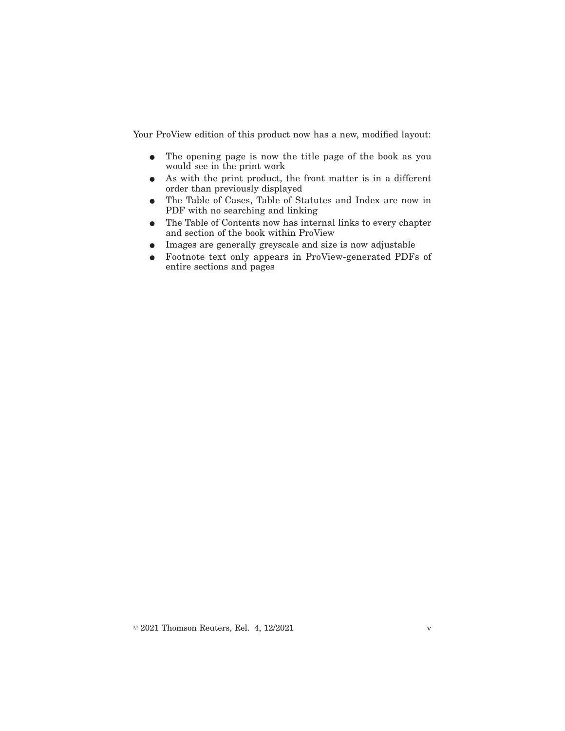Your ProView edition of this product now has a new, modified layout:

- The opening page is now the title page of the book as you would see in the print work
- As with the print product, the front matter is in a different order than previously displayed
- The Table of Cases, Table of Statutes and Index are now in PDF with no searching and linking
- The Table of Contents now has internal links to every chapter and section of the book within ProView
- Images are generally greyscale and size is now adjustable
- Footnote text only appears in ProView-generated PDFs of entire sections and pages

© 2021 Thomson Reuters, Rel. 4, 12/2021